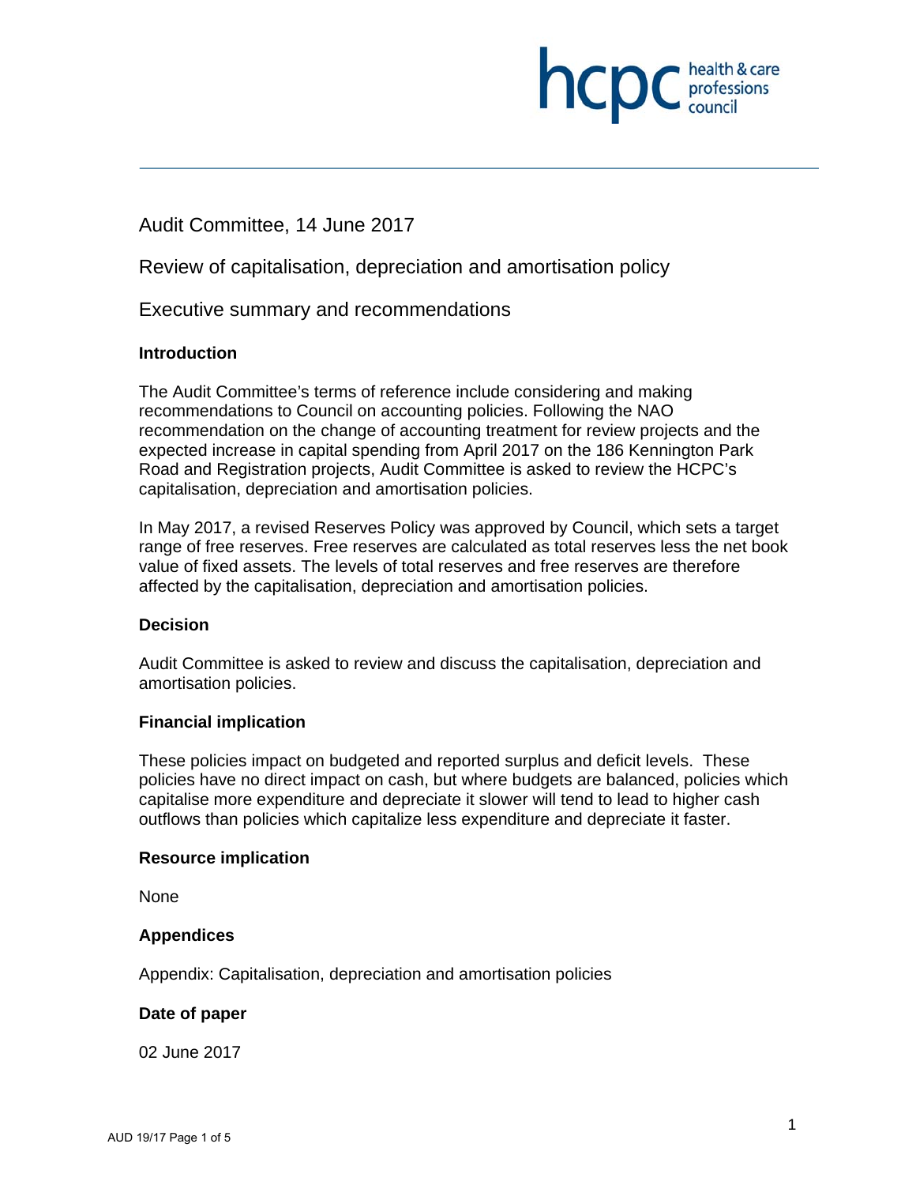Audit Committee, 14 June 2017

Review of capitalisation, depreciation and amortisation policy

Executive summary and recommendations

**Introduction**

The Audit Committee's terms of reference include considering and making recommendations to Council on accounting policies. Following the NAO recommendation on the change of accounting treatment for review projects and the expected increase in capital spending from April 2017 on the 186 Kennington Park Road and Registration projects, Audit Committee is asked to review the HCPC's capitalisation, depreciation and amortisation policies.

In May 2017, a revised Reserves Policy was approved by Council, which sets a target range of free reserves. Free reserves are calculated as total reserves less the net book value of fixed assets. The levels of total reserves and free reserves are therefore affected by the capitalisation, depreciation and amortisation policies.

**Decision**

Audit Committee is asked to review and discuss the capitalisation, depreciation and amortisation policies.

**Financial implication**

These policies impact on budgeted and reported surplus and deficit levels. These policies have no direct impact on cash, but where budgets are balanced, policies which capitalise more expenditure and depreciate it slower will tend to lead to higher cash outflows than policies which capitalize less expenditure and depreciate it faster.

**Resource implication**

None

**Appendices**

Appendix: Capitalisation, depreciation and amortisation policies

**Date of paper**

02 June 2017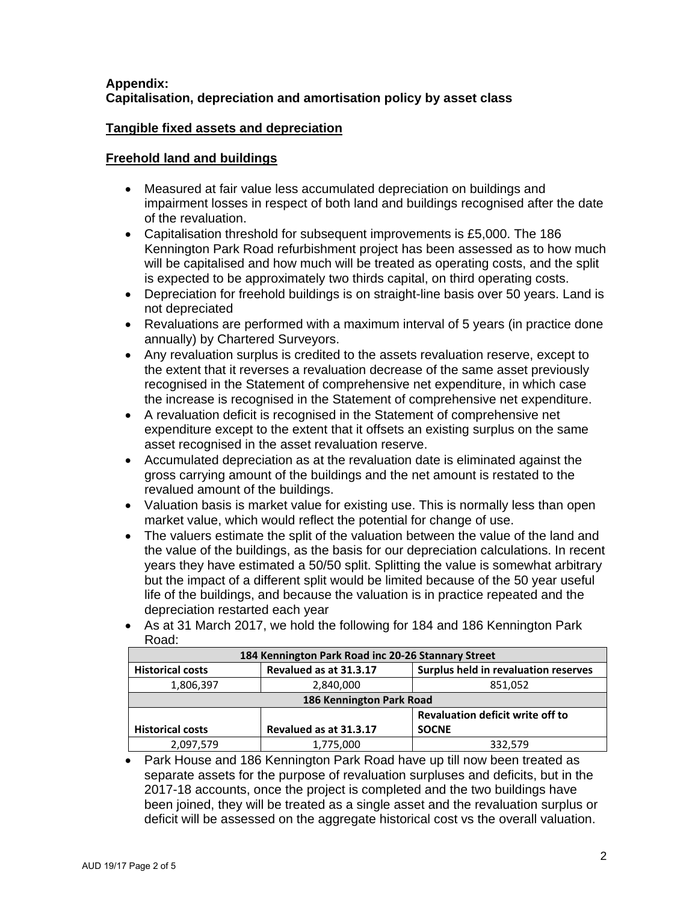**Appendix:**
**Capitalisation, depreciation and amortisation policy by asset class**

**Tangible fixed assets and depreciation**

**Freehold land and buildings**

- Measured at fair value less accumulated depreciation on buildings and impairment losses in respect of both land and buildings recognised after the date of the revaluation.
- Capitalisation threshold for subsequent improvements is £5,000. The 186 Kennington Park Road refurbishment project has been assessed as to how much will be capitalised and how much will be treated as operating costs, and the split is expected to be approximately two thirds capital, on third operating costs.
- Depreciation for freehold buildings is on straight-line basis over 50 years. Land is not depreciated
- Revaluations are performed with a maximum interval of 5 years (in practice done annually) by Chartered Surveyors.
- Any revaluation surplus is credited to the assets revaluation reserve, except to the extent that it reverses a revaluation decrease of the same asset previously recognised in the Statement of comprehensive net expenditure, in which case the increase is recognised in the Statement of comprehensive net expenditure.
- A revaluation deficit is recognised in the Statement of comprehensive net expenditure except to the extent that it offsets an existing surplus on the same asset recognised in the asset revaluation reserve.
- Accumulated depreciation as at the revaluation date is eliminated against the gross carrying amount of the buildings and the net amount is restated to the revalued amount of the buildings.
- Valuation basis is market value for existing use. This is normally less than open market value, which would reflect the potential for change of use.
- The valuers estimate the split of the valuation between the value of the land and the value of the buildings, as the basis for our depreciation calculations. In recent years they have estimated a 50/50 split. Splitting the value is somewhat arbitrary but the impact of a different split would be limited because of the 50 year useful life of the buildings, and because the valuation is in practice repeated and the depreciation restarted each year
- As at 31 March 2017, we hold the following for 184 and 186 Kennington Park Road:

| 184 Kennington Park Road inc 20-26 Stannary Street | | |
|---|---|---|
| **Historical costs** | **Revalued as at 31.3.17** | **Surplus held in revaluation reserves** |
| 1,806,397 | 2,840,000 | 851,052 |
| **186 Kennington Park Road** | | |
| **Historical costs** | **Revalued as at 31.3.17** | **Revaluation deficit write off to SOCNE** |
| 2,097,579 | 1,775,000 | 332,579 |

- Park House and 186 Kennington Park Road have up till now been treated as separate assets for the purpose of revaluation surpluses and deficits, but in the 2017-18 accounts, once the project is completed and the two buildings have been joined, they will be treated as a single asset and the revaluation surplus or deficit will be assessed on the aggregate historical cost vs the overall valuation.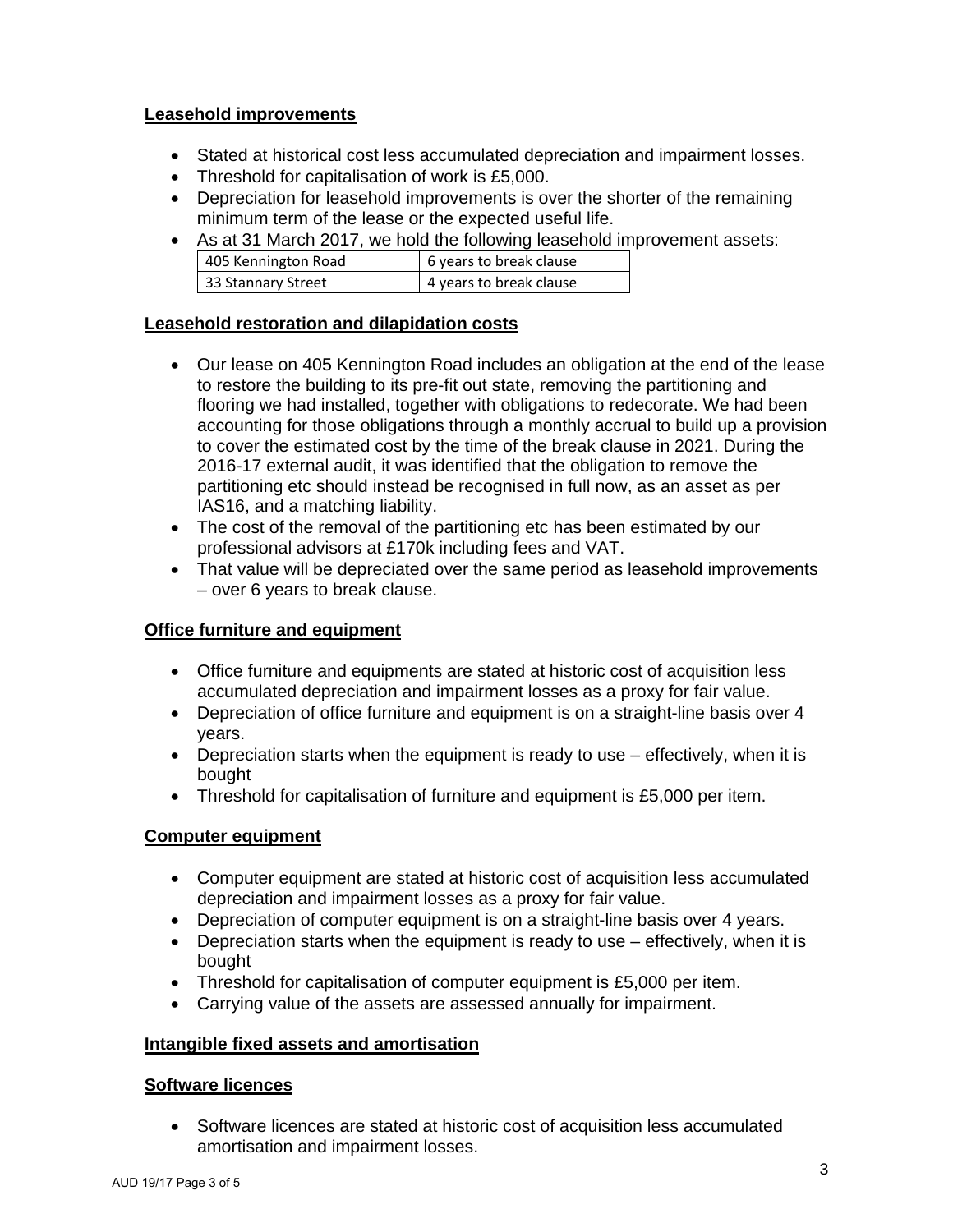## Leasehold improvements

- Stated at historical cost less accumulated depreciation and impairment losses.
- Threshold for capitalisation of work is £5,000.
- Depreciation for leasehold improvements is over the shorter of the remaining minimum term of the lease or the expected useful life.
- As at 31 March 2017, we hold the following leasehold improvement assets:

| 405 Kennington Road | 6 years to break clause |
|---|---|
| 33 Stannary Street | 4 years to break clause |

## Leasehold restoration and dilapidation costs

- Our lease on 405 Kennington Road includes an obligation at the end of the lease to restore the building to its pre-fit out state, removing the partitioning and flooring we had installed, together with obligations to redecorate. We had been accounting for those obligations through a monthly accrual to build up a provision to cover the estimated cost by the time of the break clause in 2021. During the 2016-17 external audit, it was identified that the obligation to remove the partitioning etc should instead be recognised in full now, as an asset as per IAS16, and a matching liability.
- The cost of the removal of the partitioning etc has been estimated by our professional advisors at £170k including fees and VAT.
- That value will be depreciated over the same period as leasehold improvements – over 6 years to break clause.

## Office furniture and equipment

- Office furniture and equipments are stated at historic cost of acquisition less accumulated depreciation and impairment losses as a proxy for fair value.
- Depreciation of office furniture and equipment is on a straight-line basis over 4 years.
- Depreciation starts when the equipment is ready to use – effectively, when it is bought
- Threshold for capitalisation of furniture and equipment is £5,000 per item.

## Computer equipment

- Computer equipment are stated at historic cost of acquisition less accumulated depreciation and impairment losses as a proxy for fair value.
- Depreciation of computer equipment is on a straight-line basis over 4 years.
- Depreciation starts when the equipment is ready to use – effectively, when it is bought
- Threshold for capitalisation of computer equipment is £5,000 per item.
- Carrying value of the assets are assessed annually for impairment.

## Intangible fixed assets and amortisation

## Software licences

- Software licences are stated at historic cost of acquisition less accumulated amortisation and impairment losses.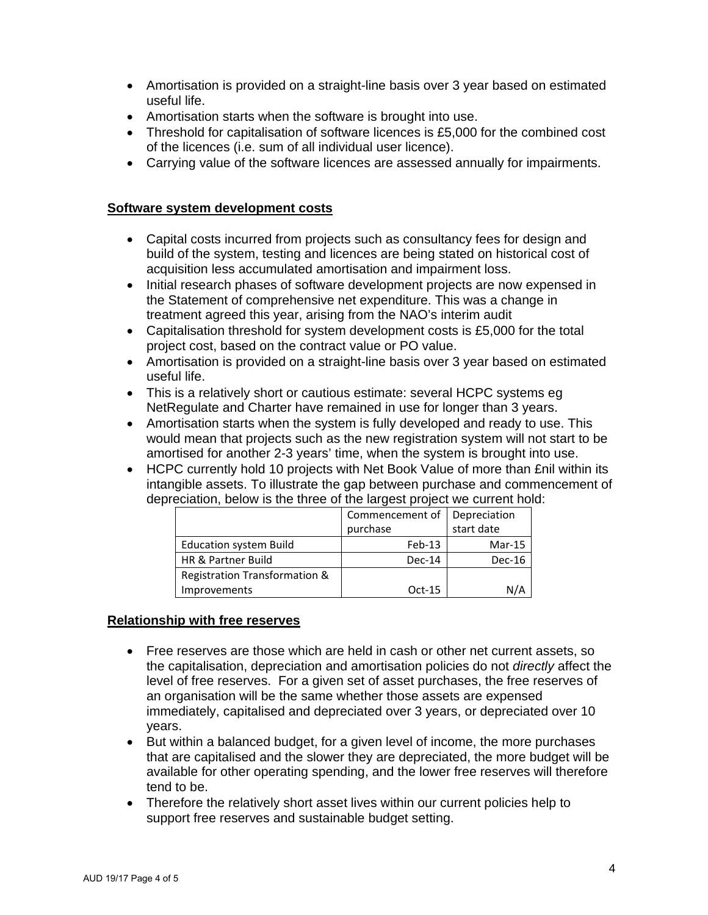- Amortisation is provided on a straight-line basis over 3 year based on estimated useful life.
- Amortisation starts when the software is brought into use.
- Threshold for capitalisation of software licences is £5,000 for the combined cost of the licences (i.e. sum of all individual user licence).
- Carrying value of the software licences are assessed annually for impairments.

**Software system development costs**

- Capital costs incurred from projects such as consultancy fees for design and build of the system, testing and licences are being stated on historical cost of acquisition less accumulated amortisation and impairment loss.
- Initial research phases of software development projects are now expensed in the Statement of comprehensive net expenditure. This was a change in treatment agreed this year, arising from the NAO's interim audit
- Capitalisation threshold for system development costs is £5,000 for the total project cost, based on the contract value or PO value.
- Amortisation is provided on a straight-line basis over 3 year based on estimated useful life.
- This is a relatively short or cautious estimate: several HCPC systems eg NetRegulate and Charter have remained in use for longer than 3 years.
- Amortisation starts when the system is fully developed and ready to use. This would mean that projects such as the new registration system will not start to be amortised for another 2-3 years' time, when the system is brought into use.
- HCPC currently hold 10 projects with Net Book Value of more than £nil within its intangible assets. To illustrate the gap between purchase and commencement of depreciation, below is the three of the largest project we current hold:

| | Commencement of purchase | Depreciation start date |
|---|---|---|
| Education system Build | Feb-13 | Mar-15 |
| HR & Partner Build | Dec-14 | Dec-16 |
| Registration Transformation & Improvements | Oct-15 | N/A |

**Relationship with free reserves**

- Free reserves are those which are held in cash or other net current assets, so the capitalisation, depreciation and amortisation policies do not *directly* affect the level of free reserves. For a given set of asset purchases, the free reserves of an organisation will be the same whether those assets are expensed immediately, capitalised and depreciated over 3 years, or depreciated over 10 years.
- But within a balanced budget, for a given level of income, the more purchases that are capitalised and the slower they are depreciated, the more budget will be available for other operating spending, and the lower free reserves will therefore tend to be.
- Therefore the relatively short asset lives within our current policies help to support free reserves and sustainable budget setting.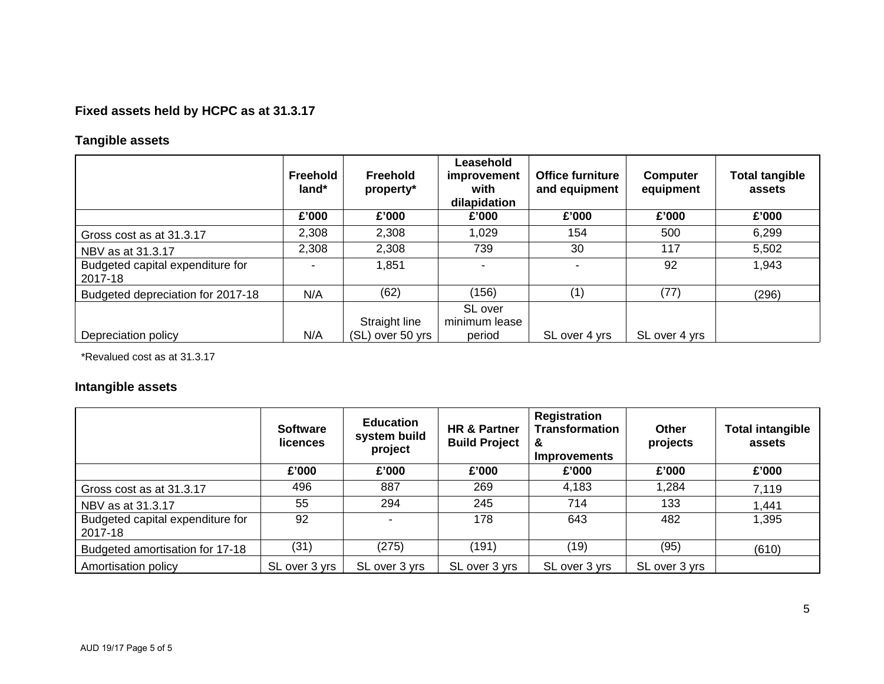## Fixed assets held by HCPC as at 31.3.17

### Tangible assets

| | Freehold land* | Freehold property* | Leasehold improvement with dilapidation | Office furniture and equipment | Computer equipment | Total tangible assets |
|---|---|---|---|---|---|---|
| | £'000 | £'000 | £'000 | £'000 | £'000 | £'000 |
| Gross cost as at 31.3.17 | 2,308 | 2,308 | 1,029 | 154 | 500 | 6,299 |
| NBV as at 31.3.17 | 2,308 | 2,308 | 739 | 30 | 117 | 5,502 |
| Budgeted capital expenditure for 2017-18 | - | 1,851 | - | - | 92 | 1,943 |
| Budgeted depreciation for 2017-18 | N/A | (62) | (156) | (1) | (77) | (296) |
| Depreciation policy | N/A | Straight line (SL) over 50 yrs | SL over minimum lease period | SL over 4 yrs | SL over 4 yrs | |

*Revalued cost as at 31.3.17

### Intangible assets

| | Software licences | Education system build project | HR & Partner Build Project | Registration Transformation & Improvements | Other projects | Total intangible assets |
|---|---|---|---|---|---|---|
| | £'000 | £'000 | £'000 | £'000 | £'000 | £'000 |
| Gross cost as at 31.3.17 | 496 | 887 | 269 | 4,183 | 1,284 | 7,119 |
| NBV as at 31.3.17 | 55 | 294 | 245 | 714 | 133 | 1,441 |
| Budgeted capital expenditure for 2017-18 | 92 | - | 178 | 643 | 482 | 1,395 |
| Budgeted amortisation for 17-18 | (31) | (275) | (191) | (19) | (95) | (610) |
| Amortisation policy | SL over 3 yrs | SL over 3 yrs | SL over 3 yrs | SL over 3 yrs | SL over 3 yrs | |

AUD 19/17 Page 5 of 5